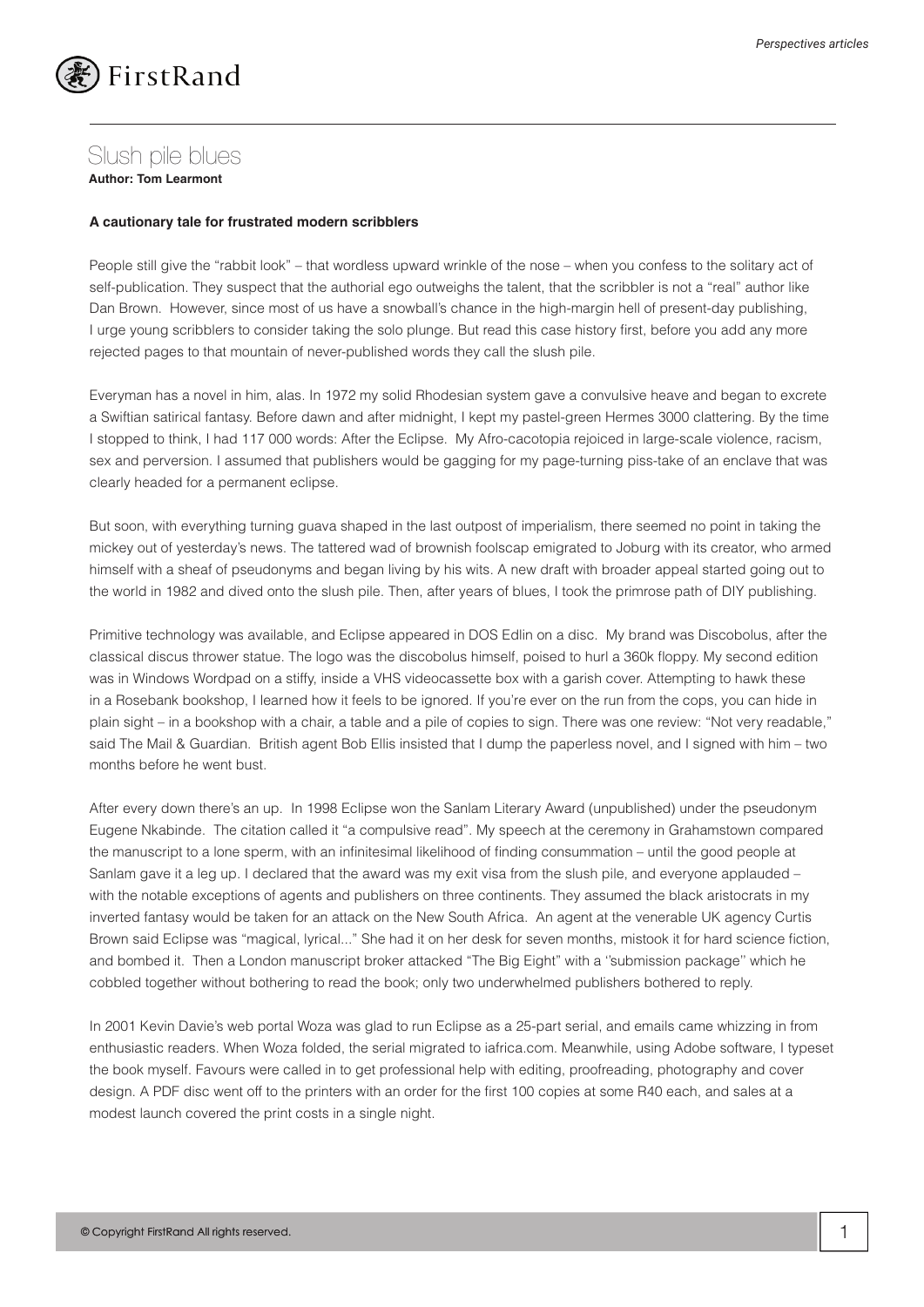# Slush pile blues

**Author: Tom Learmont**

**A cautionary tale for frustrated modern scribblers**

People still give the "rabbit look" – that wordless upward wrinkle of the nose – when you confess to the solitary act of self-publication. They suspect that the authorial ego outweighs the talent, that the scribbler is not a "real" author like Dan Brown. However, since most of us have a snowball's chance in the high-margin hell of present-day publishing, I urge young scribblers to consider taking the solo plunge. But read this case history first, before you add any more rejected pages to that mountain of never-published words they call the slush pile.

Everyman has a novel in him, alas. In 1972 my solid Rhodesian system gave a convulsive heave and began to excrete a Swiftian satirical fantasy. Before dawn and after midnight, I kept my pastel-green Hermes 3000 clattering. By the time I stopped to think, I had 117 000 words: After the Eclipse. My Afro-cacotopia rejoiced in large-scale violence, racism, sex and perversion. I assumed that publishers would be gagging for my page-turning piss-take of an enclave that was clearly headed for a permanent eclipse.

But soon, with everything turning guava shaped in the last outpost of imperialism, there seemed no point in taking the mickey out of yesterday's news. The tattered wad of brownish foolscap emigrated to Joburg with its creator, who armed himself with a sheaf of pseudonyms and began living by his wits. A new draft with broader appeal started going out to the world in 1982 and dived onto the slush pile. Then, after years of blues, I took the primrose path of DIY publishing.

Primitive technology was available, and Eclipse appeared in DOS Edlin on a disc. My brand was Discobolus, after the classical discus thrower statue. The logo was the discobolus himself, poised to hurl a 360k floppy. My second edition was in Windows Wordpad on a stiffy, inside a VHS videocassette box with a garish cover. Attempting to hawk these in a Rosebank bookshop, I learned how it feels to be ignored. If you're ever on the run from the cops, you can hide in plain sight – in a bookshop with a chair, a table and a pile of copies to sign. There was one review: "Not very readable," said The Mail & Guardian. British agent Bob Ellis insisted that I dump the paperless novel, and I signed with him – two months before he went bust.

After every down there's an up. In 1998 Eclipse won the Sanlam Literary Award (unpublished) under the pseudonym Eugene Nkabinde. The citation called it "a compulsive read". My speech at the ceremony in Grahamstown compared the manuscript to a lone sperm, with an infinitesimal likelihood of finding consummation – until the good people at Sanlam gave it a leg up. I declared that the award was my exit visa from the slush pile, and everyone applauded – with the notable exceptions of agents and publishers on three continents. They assumed the black aristocrats in my inverted fantasy would be taken for an attack on the New South Africa. An agent at the venerable UK agency Curtis Brown said Eclipse was "magical, lyrical..." She had it on her desk for seven months, mistook it for hard science fiction, and bombed it. Then a London manuscript broker attacked "The Big Eight" with a ''submission package'' which he cobbled together without bothering to read the book; only two underwhelmed publishers bothered to reply.

In 2001 Kevin Davie's web portal Woza was glad to run Eclipse as a 25-part serial, and emails came whizzing in from enthusiastic readers. When Woza folded, the serial migrated to iafrica.com. Meanwhile, using Adobe software, I typeset the book myself. Favours were called in to get professional help with editing, proofreading, photography and cover design. A PDF disc went off to the printers with an order for the first 100 copies at some R40 each, and sales at a modest launch covered the print costs in a single night.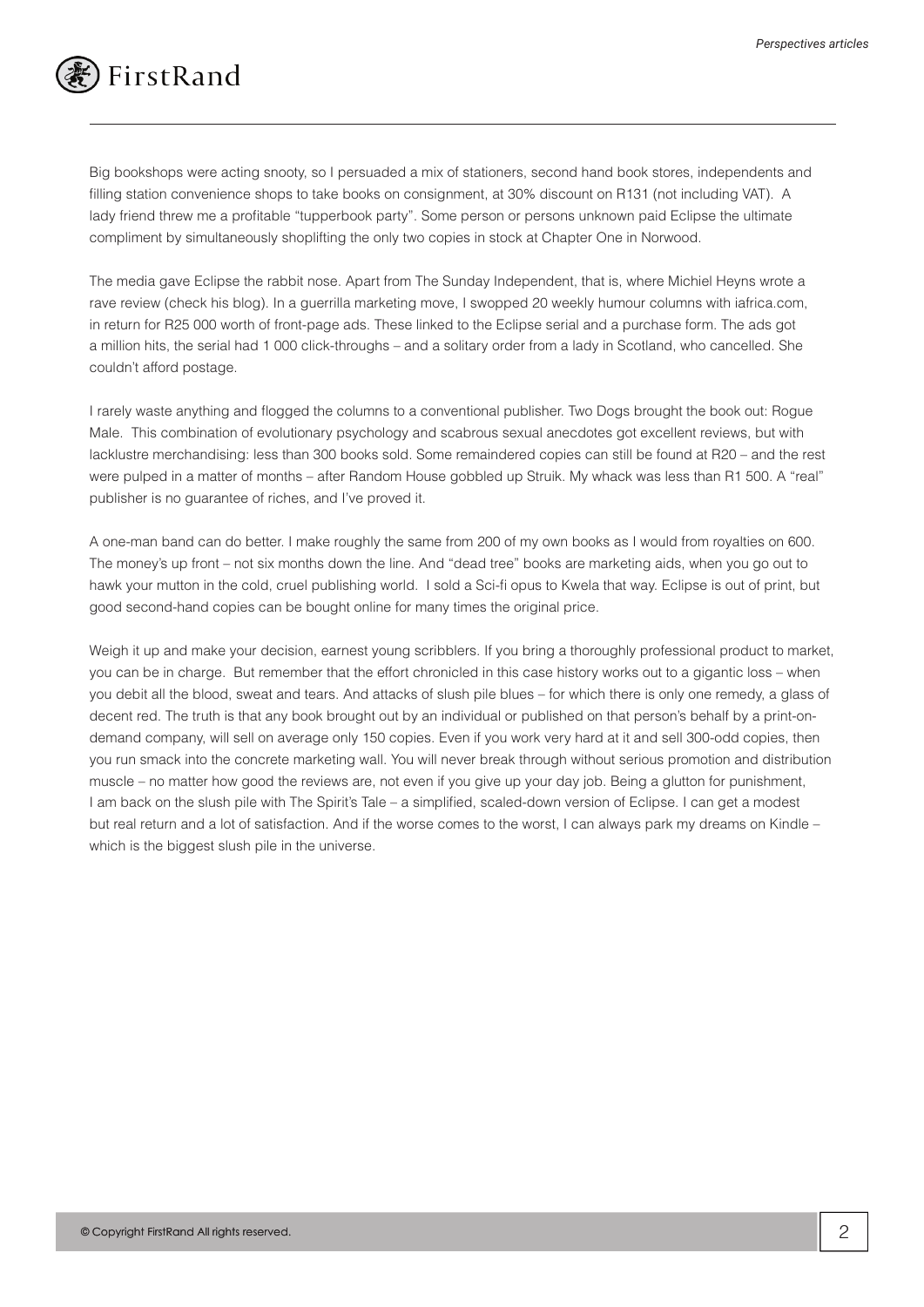Big bookshops were acting snooty, so I persuaded a mix of stationers, second hand book stores, independents and filling station convenience shops to take books on consignment, at 30% discount on R131 (not including VAT). A lady friend threw me a profitable "tupperbook party". Some person or persons unknown paid Eclipse the ultimate compliment by simultaneously shoplifting the only two copies in stock at Chapter One in Norwood.

The media gave Eclipse the rabbit nose. Apart from The Sunday Independent, that is, where Michiel Heyns wrote a rave review (check his blog). In a guerrilla marketing move, I swopped 20 weekly humour columns with iafrica.com, in return for R25 000 worth of front-page ads. These linked to the Eclipse serial and a purchase form. The ads got a million hits, the serial had 1 000 click-throughs – and a solitary order from a lady in Scotland, who cancelled. She couldn't afford postage.

I rarely waste anything and flogged the columns to a conventional publisher. Two Dogs brought the book out: Rogue Male. This combination of evolutionary psychology and scabrous sexual anecdotes got excellent reviews, but with lacklustre merchandising: less than 300 books sold. Some remaindered copies can still be found at R20 – and the rest were pulped in a matter of months – after Random House gobbled up Struik. My whack was less than R1 500. A "real" publisher is no guarantee of riches, and I've proved it.

A one-man band can do better. I make roughly the same from 200 of my own books as I would from royalties on 600. The money's up front – not six months down the line. And "dead tree" books are marketing aids, when you go out to hawk your mutton in the cold, cruel publishing world. I sold a Sci-fi opus to Kwela that way. Eclipse is out of print, but good second-hand copies can be bought online for many times the original price.

Weigh it up and make your decision, earnest young scribblers. If you bring a thoroughly professional product to market, you can be in charge. But remember that the effort chronicled in this case history works out to a gigantic loss – when you debit all the blood, sweat and tears. And attacks of slush pile blues – for which there is only one remedy, a glass of decent red. The truth is that any book brought out by an individual or published on that person's behalf by a print-on-demand company, will sell on average only 150 copies. Even if you work very hard at it and sell 300-odd copies, then you run smack into the concrete marketing wall. You will never break through without serious promotion and distribution muscle – no matter how good the reviews are, not even if you give up your day job. Being a glutton for punishment, I am back on the slush pile with The Spirit's Tale – a simplified, scaled-down version of Eclipse. I can get a modest but real return and a lot of satisfaction. And if the worse comes to the worst, I can always park my dreams on Kindle – which is the biggest slush pile in the universe.